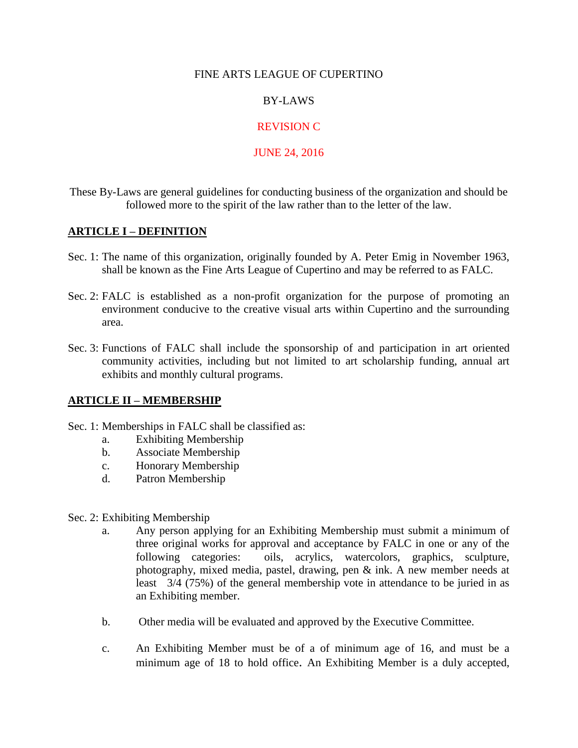# FINE ARTS LEAGUE OF CUPERTINO

## BY-LAWS

## REVISION C

## JUNE 24, 2016

These By-Laws are general guidelines for conducting business of the organization and should be followed more to the spirit of the law rather than to the letter of the law.

## ARTICLE I – DEFINITION

Sec. 1: The name of this organization, originally founded by A. Peter Emig in November 1963, shall be known as the Fine Arts League of Cupertino and may be referred to as FALC.

Sec. 2: FALC is established as a non-profit organization for the purpose of promoting an environment conducive to the creative visual arts within Cupertino and the surrounding area.

Sec. 3: Functions of FALC shall include the sponsorship of and participation in art oriented community activities, including but not limited to art scholarship funding, annual art exhibits and monthly cultural programs.

## ARTICLE II – MEMBERSHIP

Sec. 1: Memberships in FALC shall be classified as:

a. Exhibiting Membership
b. Associate Membership
c. Honorary Membership
d. Patron Membership

Sec. 2: Exhibiting Membership

a. Any person applying for an Exhibiting Membership must submit a minimum of three original works for approval and acceptance by FALC in one or any of the following categories: oils, acrylics, watercolors, graphics, sculpture, photography, mixed media, pastel, drawing, pen & ink. A new member needs at least 3/4 (75%) of the general membership vote in attendance to be juried in as an Exhibiting member.

b. Other media will be evaluated and approved by the Executive Committee.

c. An Exhibiting Member must be of a of minimum age of 16, and must be a minimum age of 18 to hold office. An Exhibiting Member is a duly accepted,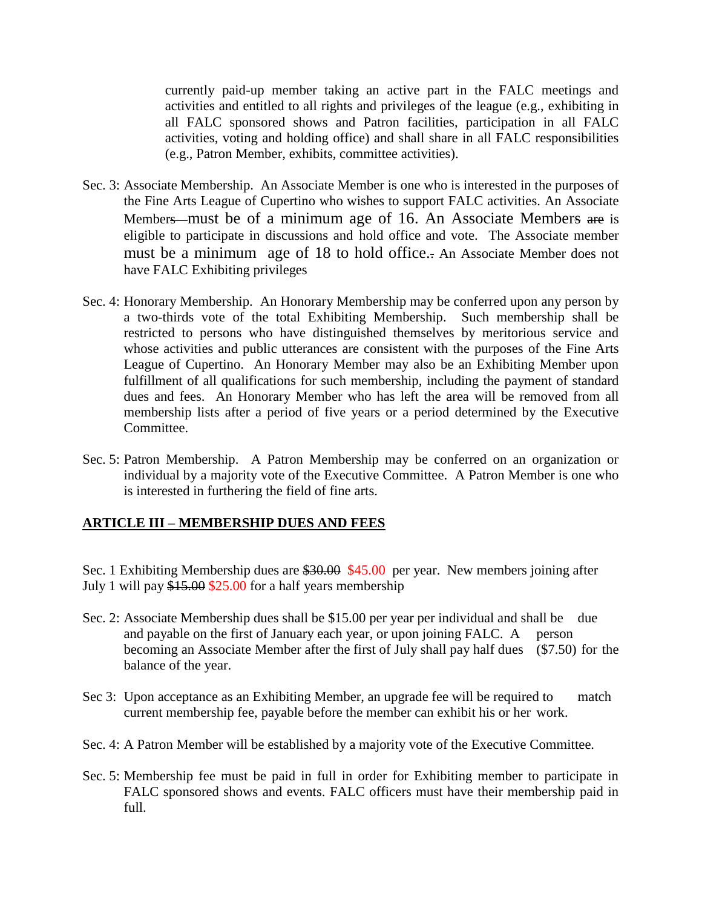currently paid-up member taking an active part in the FALC meetings and activities and entitled to all rights and privileges of the league (e.g., exhibiting in all FALC sponsored shows and Patron facilities, participation in all FALC activities, voting and holding office) and shall share in all FALC responsibilities (e.g., Patron Member, exhibits, committee activities).

Sec. 3: Associate Membership. An Associate Member is one who is interested in the purposes of the Fine Arts League of Cupertino who wishes to support FALC activities. An Associate Members—must be of a minimum age of 16. An Associate Members ~~are~~ is eligible to participate in discussions and hold office and vote. The Associate member must be a minimum age of 18 to hold office.. An Associate Member does not have FALC Exhibiting privileges

Sec. 4: Honorary Membership. An Honorary Membership may be conferred upon any person by a two-thirds vote of the total Exhibiting Membership. Such membership shall be restricted to persons who have distinguished themselves by meritorious service and whose activities and public utterances are consistent with the purposes of the Fine Arts League of Cupertino. An Honorary Member may also be an Exhibiting Member upon fulfillment of all qualifications for such membership, including the payment of standard dues and fees. An Honorary Member who has left the area will be removed from all membership lists after a period of five years or a period determined by the Executive Committee.

Sec. 5: Patron Membership. A Patron Membership may be conferred on an organization or individual by a majority vote of the Executive Committee. A Patron Member is one who is interested in furthering the field of fine arts.

## ARTICLE III – MEMBERSHIP DUES AND FEES

Sec. 1 Exhibiting Membership dues are ~~$30.00~~ $45.00 per year. New members joining after July 1 will pay ~~$15.00~~ $25.00 for a half years membership

Sec. 2: Associate Membership dues shall be $15.00 per year per individual and shall be due and payable on the first of January each year, or upon joining FALC. A person becoming an Associate Member after the first of July shall pay half dues ($7.50) for the balance of the year.

Sec 3: Upon acceptance as an Exhibiting Member, an upgrade fee will be required to match current membership fee, payable before the member can exhibit his or her work.

Sec. 4: A Patron Member will be established by a majority vote of the Executive Committee.

Sec. 5: Membership fee must be paid in full in order for Exhibiting member to participate in FALC sponsored shows and events. FALC officers must have their membership paid in full.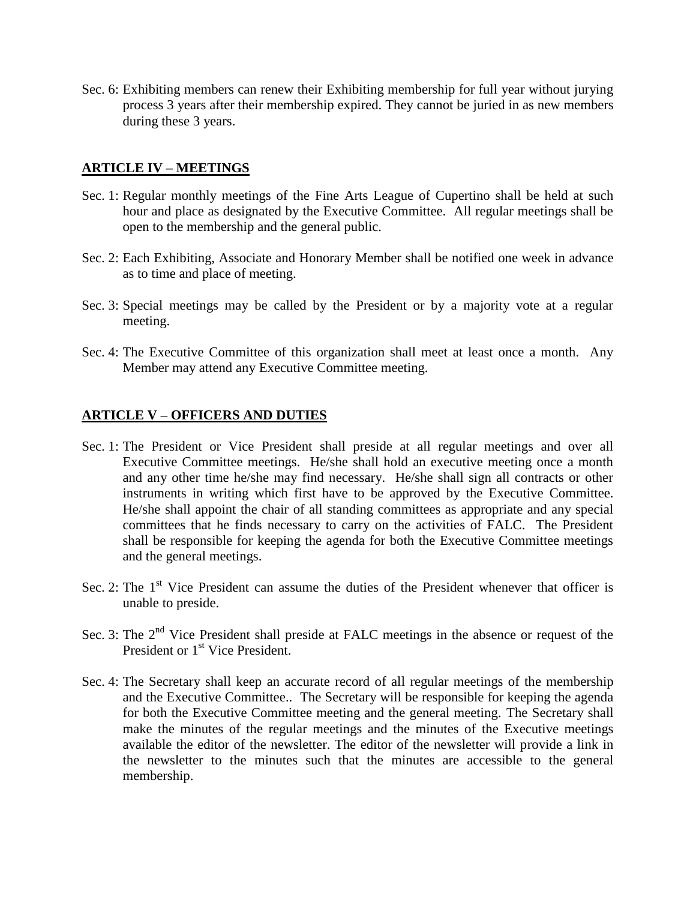Sec. 6: Exhibiting members can renew their Exhibiting membership for full year without jurying process 3 years after their membership expired. They cannot be juried in as new members during these 3 years.

## ARTICLE IV – MEETINGS

Sec. 1: Regular monthly meetings of the Fine Arts League of Cupertino shall be held at such hour and place as designated by the Executive Committee. All regular meetings shall be open to the membership and the general public.

Sec. 2: Each Exhibiting, Associate and Honorary Member shall be notified one week in advance as to time and place of meeting.

Sec. 3: Special meetings may be called by the President or by a majority vote at a regular meeting.

Sec. 4: The Executive Committee of this organization shall meet at least once a month. Any Member may attend any Executive Committee meeting.

## ARTICLE V – OFFICERS AND DUTIES

Sec. 1: The President or Vice President shall preside at all regular meetings and over all Executive Committee meetings. He/she shall hold an executive meeting once a month and any other time he/she may find necessary. He/she shall sign all contracts or other instruments in writing which first have to be approved by the Executive Committee. He/she shall appoint the chair of all standing committees as appropriate and any special committees that he finds necessary to carry on the activities of FALC. The President shall be responsible for keeping the agenda for both the Executive Committee meetings and the general meetings.

Sec. 2: The 1st Vice President can assume the duties of the President whenever that officer is unable to preside.

Sec. 3: The 2nd Vice President shall preside at FALC meetings in the absence or request of the President or 1st Vice President.

Sec. 4: The Secretary shall keep an accurate record of all regular meetings of the membership and the Executive Committee.. The Secretary will be responsible for keeping the agenda for both the Executive Committee meeting and the general meeting. The Secretary shall make the minutes of the regular meetings and the minutes of the Executive meetings available the editor of the newsletter. The editor of the newsletter will provide a link in the newsletter to the minutes such that the minutes are accessible to the general membership.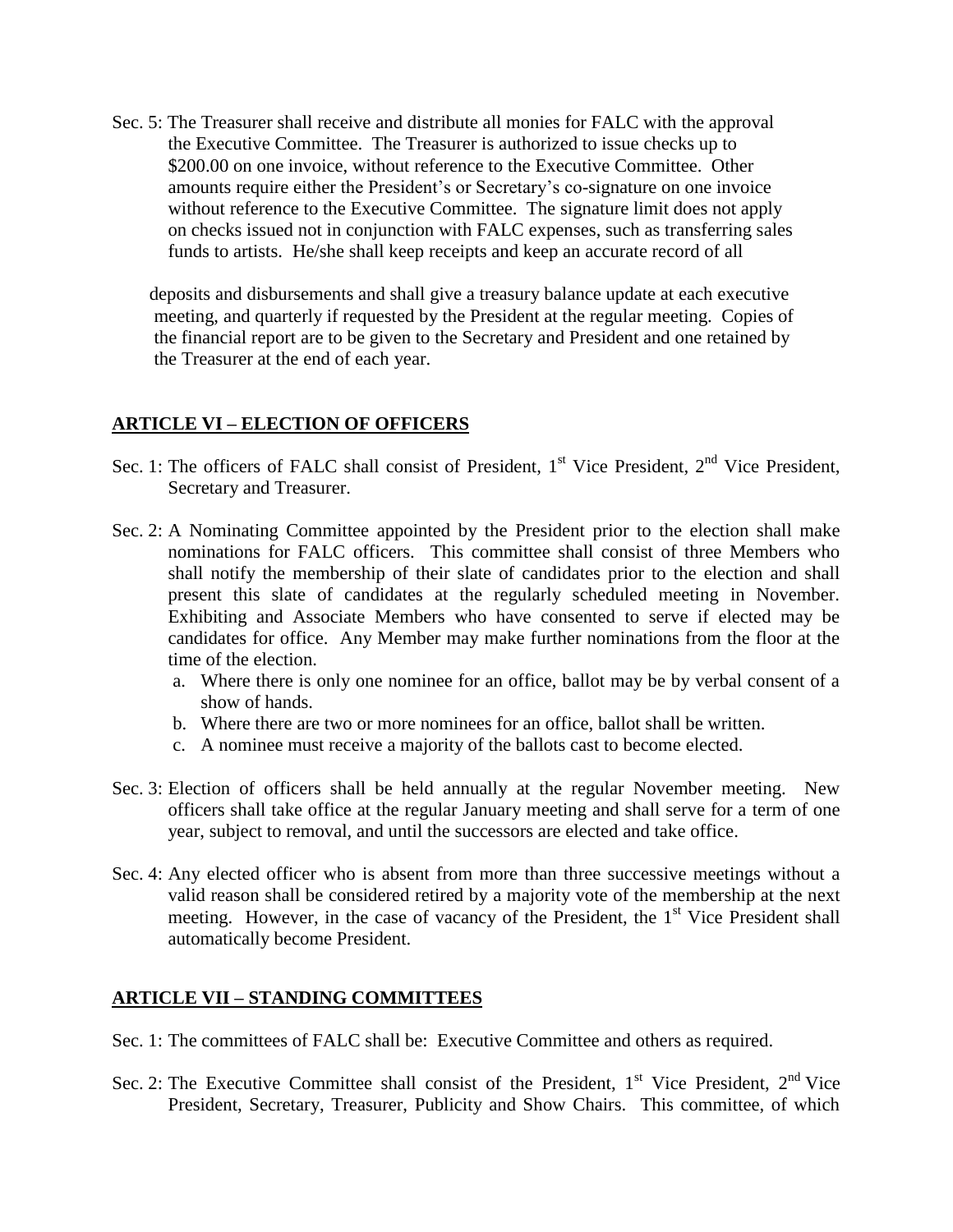Sec. 5: The Treasurer shall receive and distribute all monies for FALC with the approval the Executive Committee. The Treasurer is authorized to issue checks up to \$200.00 on one invoice, without reference to the Executive Committee. Other amounts require either the President's or Secretary's co-signature on one invoice without reference to the Executive Committee. The signature limit does not apply on checks issued not in conjunction with FALC expenses, such as transferring sales funds to artists. He/she shall keep receipts and keep an accurate record of all

deposits and disbursements and shall give a treasury balance update at each executive meeting, and quarterly if requested by the President at the regular meeting. Copies of the financial report are to be given to the Secretary and President and one retained by the Treasurer at the end of each year.

## ARTICLE VI – ELECTION OF OFFICERS

Sec. 1: The officers of FALC shall consist of President, 1st Vice President, 2nd Vice President, Secretary and Treasurer.

Sec. 2: A Nominating Committee appointed by the President prior to the election shall make nominations for FALC officers. This committee shall consist of three Members who shall notify the membership of their slate of candidates prior to the election and shall present this slate of candidates at the regularly scheduled meeting in November. Exhibiting and Associate Members who have consented to serve if elected may be candidates for office. Any Member may make further nominations from the floor at the time of the election.

a. Where there is only one nominee for an office, ballot may be by verbal consent of a show of hands.
b. Where there are two or more nominees for an office, ballot shall be written.
c. A nominee must receive a majority of the ballots cast to become elected.

Sec. 3: Election of officers shall be held annually at the regular November meeting. New officers shall take office at the regular January meeting and shall serve for a term of one year, subject to removal, and until the successors are elected and take office.

Sec. 4: Any elected officer who is absent from more than three successive meetings without a valid reason shall be considered retired by a majority vote of the membership at the next meeting. However, in the case of vacancy of the President, the 1st Vice President shall automatically become President.

## ARTICLE VII – STANDING COMMITTEES

Sec. 1: The committees of FALC shall be: Executive Committee and others as required.

Sec. 2: The Executive Committee shall consist of the President, 1st Vice President, 2nd Vice President, Secretary, Treasurer, Publicity and Show Chairs. This committee, of which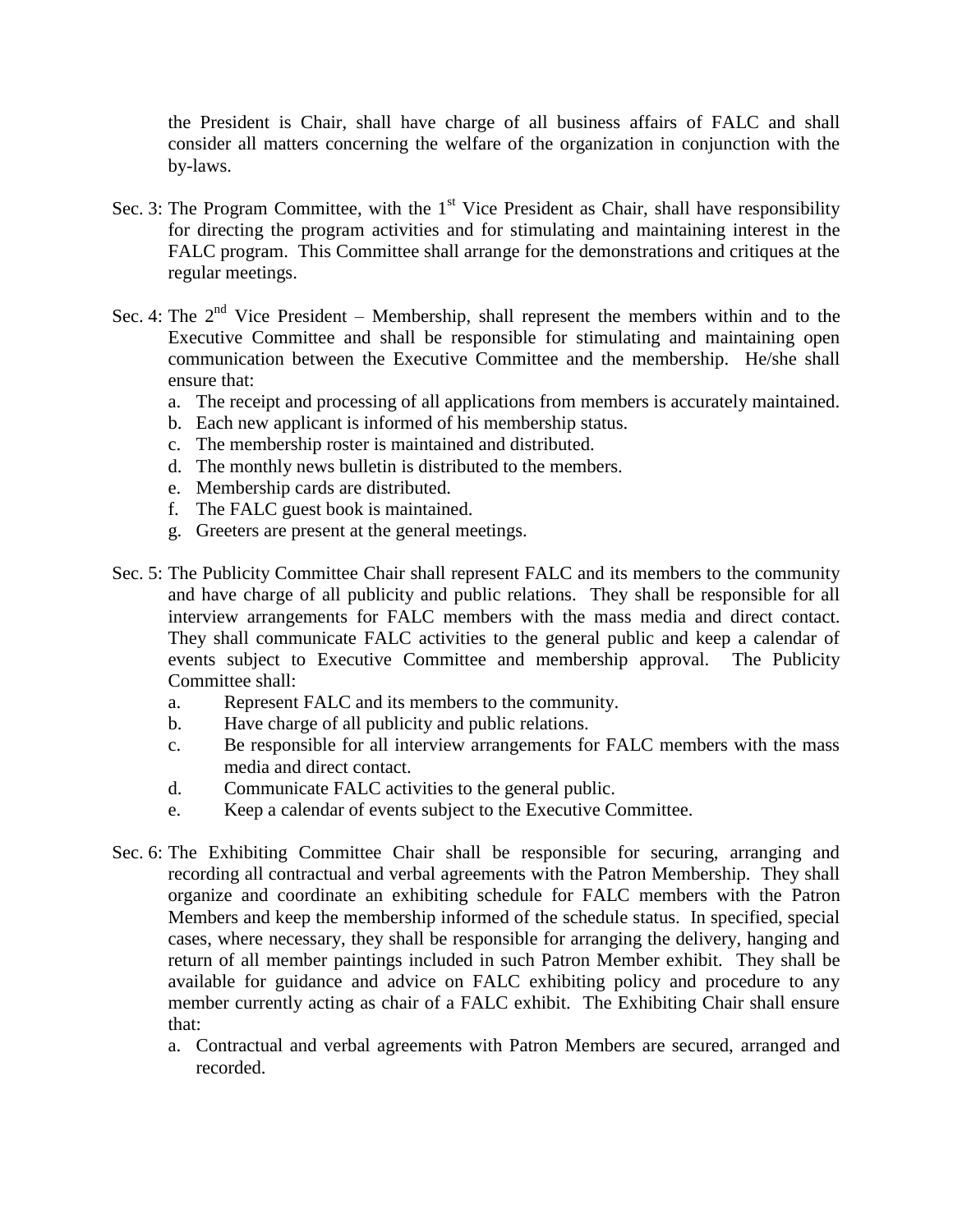the President is Chair, shall have charge of all business affairs of FALC and shall consider all matters concerning the welfare of the organization in conjunction with the by-laws.

Sec. 3: The Program Committee, with the 1st Vice President as Chair, shall have responsibility for directing the program activities and for stimulating and maintaining interest in the FALC program. This Committee shall arrange for the demonstrations and critiques at the regular meetings.

Sec. 4: The 2nd Vice President – Membership, shall represent the members within and to the Executive Committee and shall be responsible for stimulating and maintaining open communication between the Executive Committee and the membership. He/she shall ensure that:

a. The receipt and processing of all applications from members is accurately maintained.
b. Each new applicant is informed of his membership status.
c. The membership roster is maintained and distributed.
d. The monthly news bulletin is distributed to the members.
e. Membership cards are distributed.
f. The FALC guest book is maintained.
g. Greeters are present at the general meetings.

Sec. 5: The Publicity Committee Chair shall represent FALC and its members to the community and have charge of all publicity and public relations. They shall be responsible for all interview arrangements for FALC members with the mass media and direct contact. They shall communicate FALC activities to the general public and keep a calendar of events subject to Executive Committee and membership approval. The Publicity Committee shall:

a. Represent FALC and its members to the community.
b. Have charge of all publicity and public relations.
c. Be responsible for all interview arrangements for FALC members with the mass media and direct contact.
d. Communicate FALC activities to the general public.
e. Keep a calendar of events subject to the Executive Committee.

Sec. 6: The Exhibiting Committee Chair shall be responsible for securing, arranging and recording all contractual and verbal agreements with the Patron Membership. They shall organize and coordinate an exhibiting schedule for FALC members with the Patron Members and keep the membership informed of the schedule status. In specified, special cases, where necessary, they shall be responsible for arranging the delivery, hanging and return of all member paintings included in such Patron Member exhibit. They shall be available for guidance and advice on FALC exhibiting policy and procedure to any member currently acting as chair of a FALC exhibit. The Exhibiting Chair shall ensure that:

a. Contractual and verbal agreements with Patron Members are secured, arranged and recorded.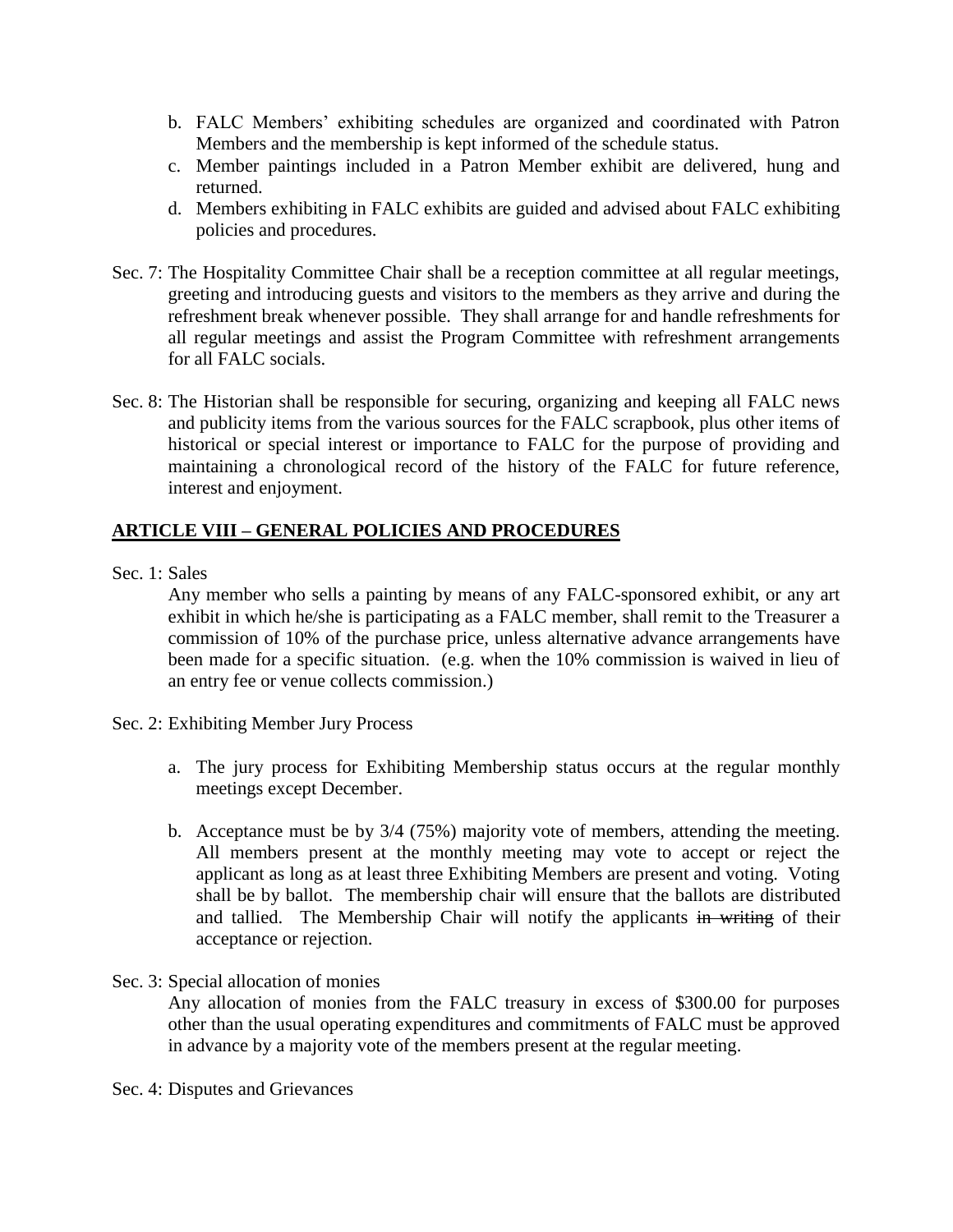b. FALC Members' exhibiting schedules are organized and coordinated with Patron Members and the membership is kept informed of the schedule status.
c. Member paintings included in a Patron Member exhibit are delivered, hung and returned.
d. Members exhibiting in FALC exhibits are guided and advised about FALC exhibiting policies and procedures.

Sec. 7: The Hospitality Committee Chair shall be a reception committee at all regular meetings, greeting and introducing guests and visitors to the members as they arrive and during the refreshment break whenever possible. They shall arrange for and handle refreshments for all regular meetings and assist the Program Committee with refreshment arrangements for all FALC socials.

Sec. 8: The Historian shall be responsible for securing, organizing and keeping all FALC news and publicity items from the various sources for the FALC scrapbook, plus other items of historical or special interest or importance to FALC for the purpose of providing and maintaining a chronological record of the history of the FALC for future reference, interest and enjoyment.

## ARTICLE VIII – GENERAL POLICIES AND PROCEDURES

Sec. 1: Sales

Any member who sells a painting by means of any FALC-sponsored exhibit, or any art exhibit in which he/she is participating as a FALC member, shall remit to the Treasurer a commission of 10% of the purchase price, unless alternative advance arrangements have been made for a specific situation. (e.g. when the 10% commission is waived in lieu of an entry fee or venue collects commission.)

Sec. 2: Exhibiting Member Jury Process

a. The jury process for Exhibiting Membership status occurs at the regular monthly meetings except December.

b. Acceptance must be by 3/4 (75%) majority vote of members, attending the meeting. All members present at the monthly meeting may vote to accept or reject the applicant as long as at least three Exhibiting Members are present and voting. Voting shall be by ballot. The membership chair will ensure that the ballots are distributed and tallied. The Membership Chair will notify the applicants ~~in writing~~ of their acceptance or rejection.

Sec. 3: Special allocation of monies

Any allocation of monies from the FALC treasury in excess of $300.00 for purposes other than the usual operating expenditures and commitments of FALC must be approved in advance by a majority vote of the members present at the regular meeting.

Sec. 4: Disputes and Grievances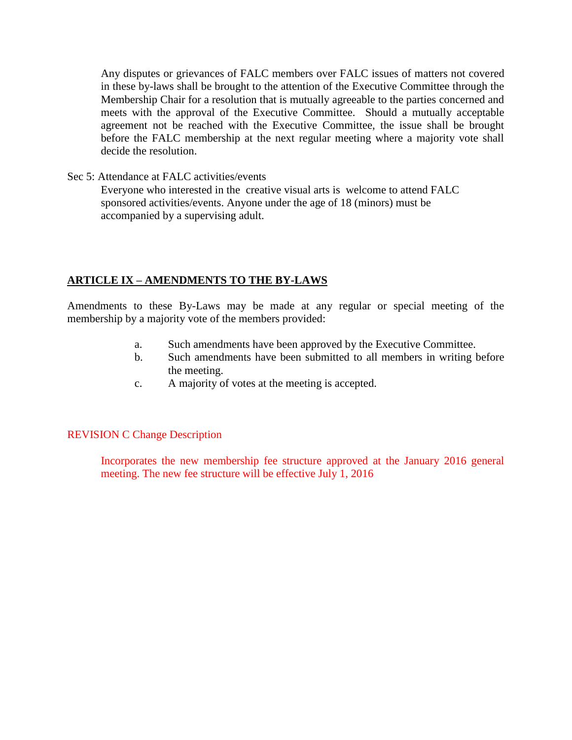Any disputes or grievances of FALC members over FALC issues of matters not covered in these by-laws shall be brought to the attention of the Executive Committee through the Membership Chair for a resolution that is mutually agreeable to the parties concerned and meets with the approval of the Executive Committee. Should a mutually acceptable agreement not be reached with the Executive Committee, the issue shall be brought before the FALC membership at the next regular meeting where a majority vote shall decide the resolution.

Sec 5: Attendance at FALC activities/events

Everyone who interested in the creative visual arts is welcome to attend FALC sponsored activities/events. Anyone under the age of 18 (minors) must be accompanied by a supervising adult.

## ARTICLE IX – AMENDMENTS TO THE BY-LAWS

Amendments to these By-Laws may be made at any regular or special meeting of the membership by a majority vote of the members provided:

a. Such amendments have been approved by the Executive Committee.
b. Such amendments have been submitted to all members in writing before the meeting.
c. A majority of votes at the meeting is accepted.

REVISION C Change Description

Incorporates the new membership fee structure approved at the January 2016 general meeting. The new fee structure will be effective July 1, 2016